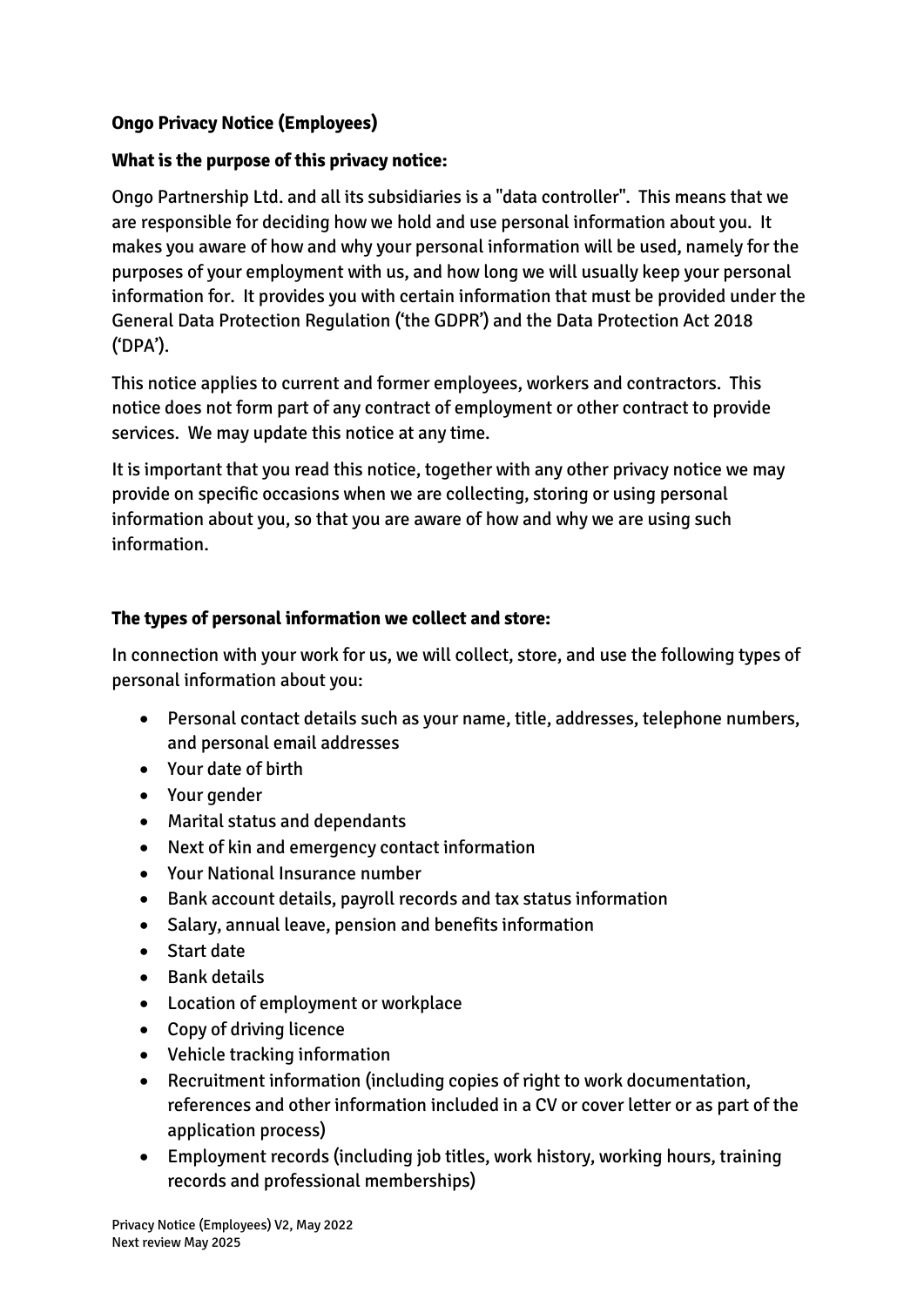**Ongo Privacy Notice (Employees)**

**What is the purpose of this privacy notice:**

Ongo Partnership Ltd. and all its subsidiaries is a "data controller". This means that we are responsible for deciding how we hold and use personal information about you. It makes you aware of how and why your personal information will be used, namely for the purposes of your employment with us, and how long we will usually keep your personal information for. It provides you with certain information that must be provided under the General Data Protection Regulation ('the GDPR') and the Data Protection Act 2018 ('DPA').

This notice applies to current and former employees, workers and contractors. This notice does not form part of any contract of employment or other contract to provide services. We may update this notice at any time.

It is important that you read this notice, together with any other privacy notice we may provide on specific occasions when we are collecting, storing or using personal information about you, so that you are aware of how and why we are using such information.

**The types of personal information we collect and store:**

In connection with your work for us, we will collect, store, and use the following types of personal information about you:

- Personal contact details such as your name, title, addresses, telephone numbers, and personal email addresses
- Your date of birth
- Your gender
- Marital status and dependants
- Next of kin and emergency contact information
- Your National Insurance number
- Bank account details, payroll records and tax status information
- Salary, annual leave, pension and benefits information
- Start date
- Bank details
- Location of employment or workplace
- Copy of driving licence
- Vehicle tracking information
- Recruitment information (including copies of right to work documentation, references and other information included in a CV or cover letter or as part of the application process)
- Employment records (including job titles, work history, working hours, training records and professional memberships)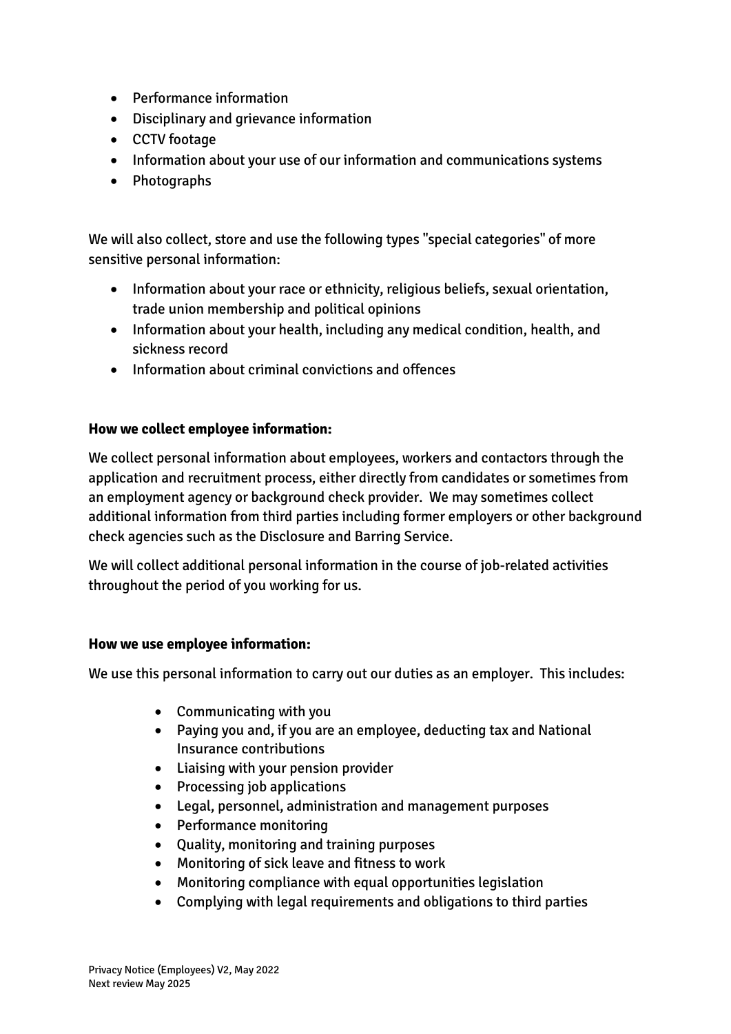- Performance information
- Disciplinary and grievance information
- CCTV footage
- Information about your use of our information and communications systems
- Photographs

We will also collect, store and use the following types "special categories" of more sensitive personal information:

- Information about your race or ethnicity, religious beliefs, sexual orientation, trade union membership and political opinions
- Information about your health, including any medical condition, health, and sickness record
- Information about criminal convictions and offences

**How we collect employee information:**

We collect personal information about employees, workers and contactors through the application and recruitment process, either directly from candidates or sometimes from an employment agency or background check provider. We may sometimes collect additional information from third parties including former employers or other background check agencies such as the Disclosure and Barring Service.

We will collect additional personal information in the course of job-related activities throughout the period of you working for us.

**How we use employee information:**

We use this personal information to carry out our duties as an employer. This includes:

- Communicating with you
- Paying you and, if you are an employee, deducting tax and National Insurance contributions
- Liaising with your pension provider
- Processing job applications
- Legal, personnel, administration and management purposes
- Performance monitoring
- Quality, monitoring and training purposes
- Monitoring of sick leave and fitness to work
- Monitoring compliance with equal opportunities legislation
- Complying with legal requirements and obligations to third parties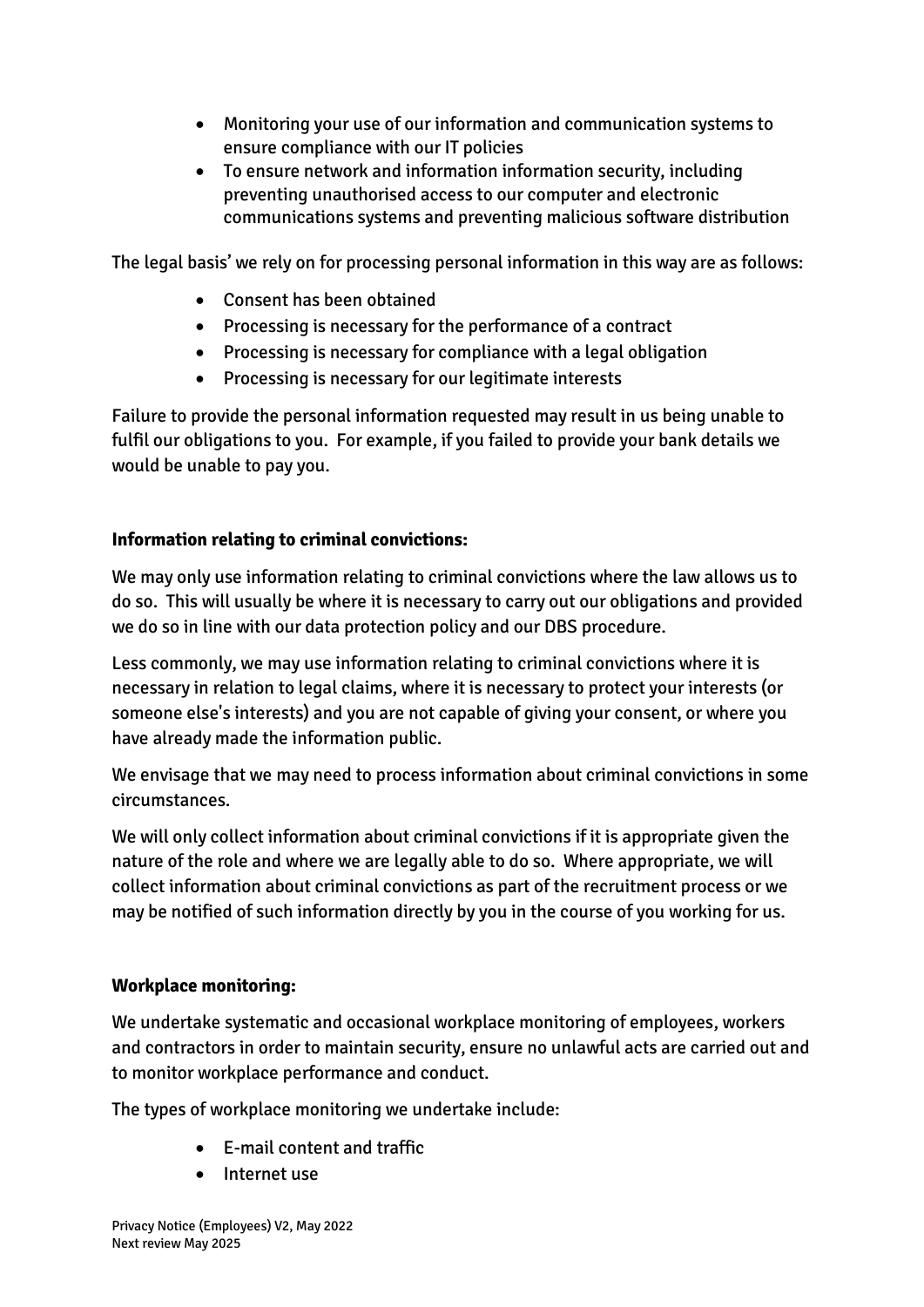- Monitoring your use of our information and communication systems to ensure compliance with our IT policies
- To ensure network and information information security, including preventing unauthorised access to our computer and electronic communications systems and preventing malicious software distribution

The legal basis' we rely on for processing personal information in this way are as follows:

- Consent has been obtained
- Processing is necessary for the performance of a contract
- Processing is necessary for compliance with a legal obligation
- Processing is necessary for our legitimate interests

Failure to provide the personal information requested may result in us being unable to fulfil our obligations to you. For example, if you failed to provide your bank details we would be unable to pay you.

**Information relating to criminal convictions:**

We may only use information relating to criminal convictions where the law allows us to do so. This will usually be where it is necessary to carry out our obligations and provided we do so in line with our data protection policy and our DBS procedure.

Less commonly, we may use information relating to criminal convictions where it is necessary in relation to legal claims, where it is necessary to protect your interests (or someone else's interests) and you are not capable of giving your consent, or where you have already made the information public.

We envisage that we may need to process information about criminal convictions in some circumstances.

We will only collect information about criminal convictions if it is appropriate given the nature of the role and where we are legally able to do so. Where appropriate, we will collect information about criminal convictions as part of the recruitment process or we may be notified of such information directly by you in the course of you working for us.

**Workplace monitoring:**

We undertake systematic and occasional workplace monitoring of employees, workers and contractors in order to maintain security, ensure no unlawful acts are carried out and to monitor workplace performance and conduct.

The types of workplace monitoring we undertake include:

- E-mail content and traffic
- Internet use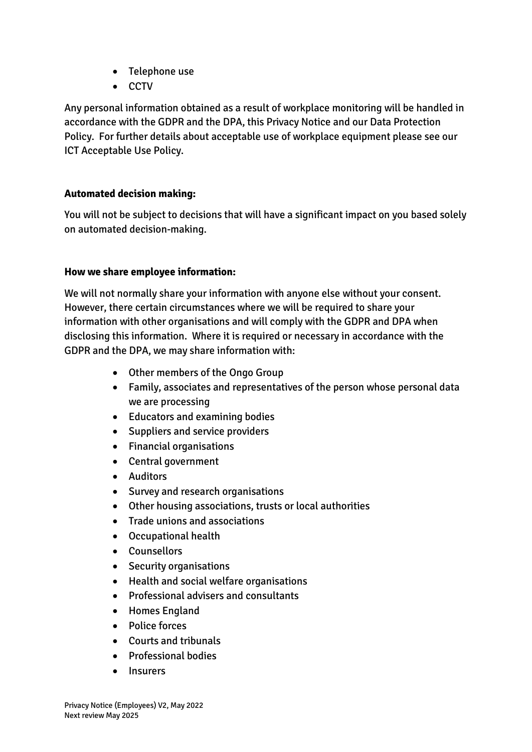- Telephone use
- CCTV

Any personal information obtained as a result of workplace monitoring will be handled in accordance with the GDPR and the DPA, this Privacy Notice and our Data Protection Policy. For further details about acceptable use of workplace equipment please see our ICT Acceptable Use Policy.

**Automated decision making:**

You will not be subject to decisions that will have a significant impact on you based solely on automated decision-making.

**How we share employee information:**

We will not normally share your information with anyone else without your consent. However, there certain circumstances where we will be required to share your information with other organisations and will comply with the GDPR and DPA when disclosing this information. Where it is required or necessary in accordance with the GDPR and the DPA, we may share information with:

- Other members of the Ongo Group
- Family, associates and representatives of the person whose personal data we are processing
- Educators and examining bodies
- Suppliers and service providers
- Financial organisations
- Central government
- Auditors
- Survey and research organisations
- Other housing associations, trusts or local authorities
- Trade unions and associations
- Occupational health
- Counsellors
- Security organisations
- Health and social welfare organisations
- Professional advisers and consultants
- Homes England
- Police forces
- Courts and tribunals
- Professional bodies
- Insurers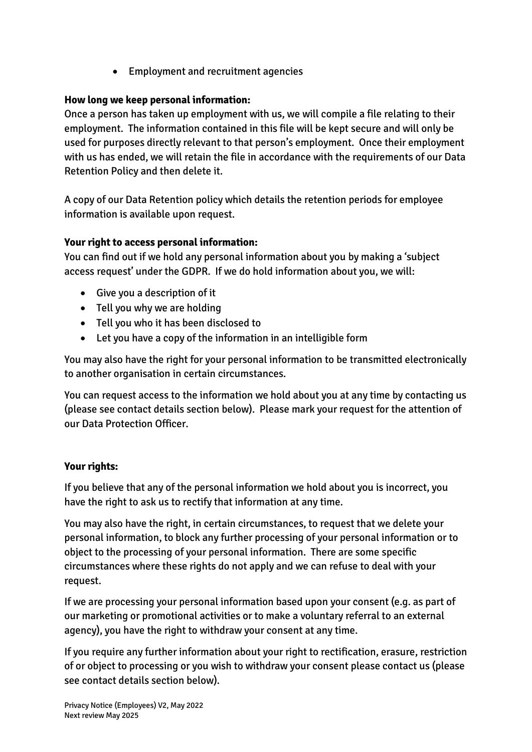- Employment and recruitment agencies

**How long we keep personal information:**
Once a person has taken up employment with us, we will compile a file relating to their employment. The information contained in this file will be kept secure and will only be used for purposes directly relevant to that person's employment. Once their employment with us has ended, we will retain the file in accordance with the requirements of our Data Retention Policy and then delete it.

A copy of our Data Retention policy which details the retention periods for employee information is available upon request.

**Your right to access personal information:**
You can find out if we hold any personal information about you by making a 'subject access request' under the GDPR. If we do hold information about you, we will:

- Give you a description of it
- Tell you why we are holding
- Tell you who it has been disclosed to
- Let you have a copy of the information in an intelligible form

You may also have the right for your personal information to be transmitted electronically to another organisation in certain circumstances.

You can request access to the information we hold about you at any time by contacting us (please see contact details section below). Please mark your request for the attention of our Data Protection Officer.

**Your rights:**

If you believe that any of the personal information we hold about you is incorrect, you have the right to ask us to rectify that information at any time.

You may also have the right, in certain circumstances, to request that we delete your personal information, to block any further processing of your personal information or to object to the processing of your personal information. There are some specific circumstances where these rights do not apply and we can refuse to deal with your request.

If we are processing your personal information based upon your consent (e.g. as part of our marketing or promotional activities or to make a voluntary referral to an external agency), you have the right to withdraw your consent at any time.

If you require any further information about your right to rectification, erasure, restriction of or object to processing or you wish to withdraw your consent please contact us (please see contact details section below).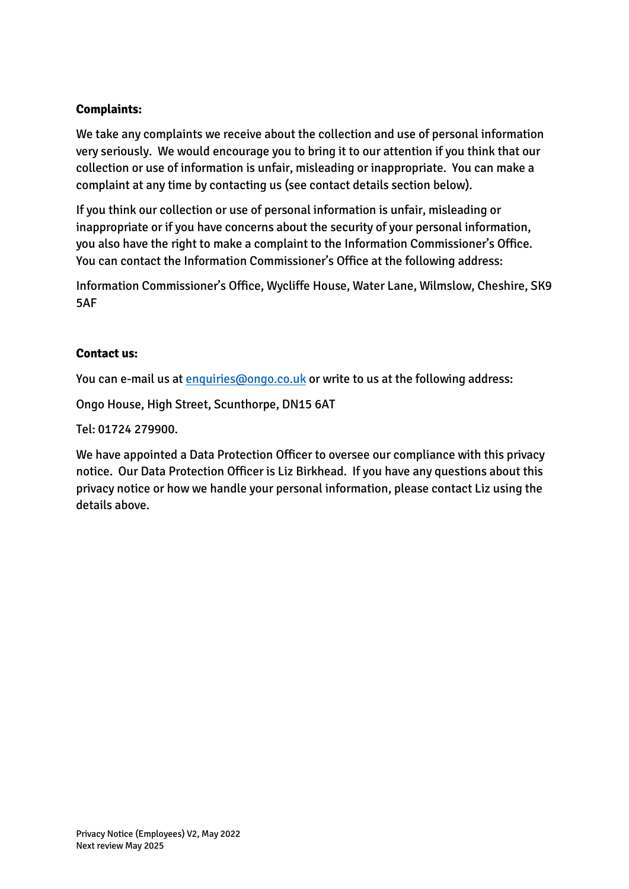**Complaints:**

We take any complaints we receive about the collection and use of personal information very seriously. We would encourage you to bring it to our attention if you think that our collection or use of information is unfair, misleading or inappropriate. You can make a complaint at any time by contacting us (see contact details section below).

If you think our collection or use of personal information is unfair, misleading or inappropriate or if you have concerns about the security of your personal information, you also have the right to make a complaint to the Information Commissioner's Office. You can contact the Information Commissioner's Office at the following address:

Information Commissioner's Office, Wycliffe House, Water Lane, Wilmslow, Cheshire, SK9 5AF

**Contact us:**

You can e-mail us at enquiries@ongo.co.uk or write to us at the following address:

Ongo House, High Street, Scunthorpe, DN15 6AT

Tel: 01724 279900.

We have appointed a Data Protection Officer to oversee our compliance with this privacy notice. Our Data Protection Officer is Liz Birkhead. If you have any questions about this privacy notice or how we handle your personal information, please contact Liz using the details above.